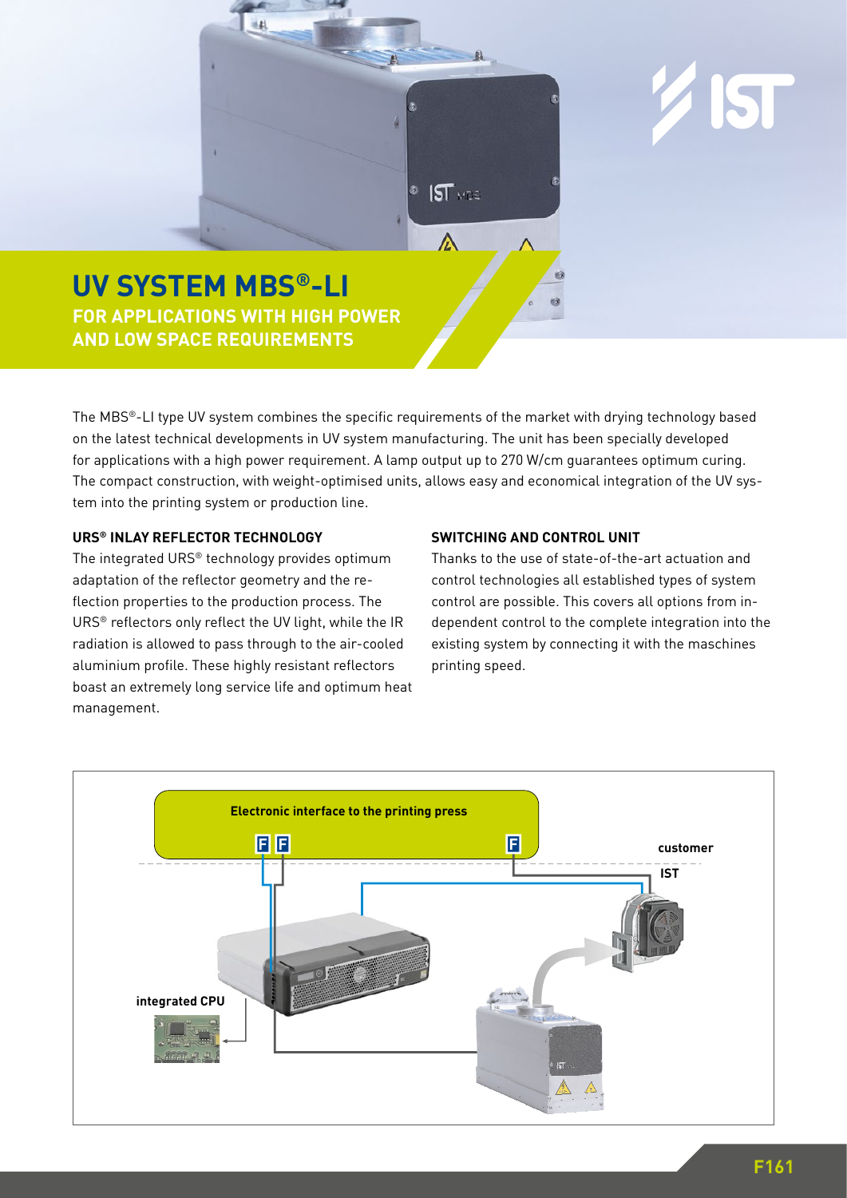# UV SYSTEM MBS®-LI

## FOR APPLICATIONS WITH HIGH POWER AND LOW SPACE REQUIREMENTS

The MBS®-LI type UV system combines the specific requirements of the market with drying technology based on the latest technical developments in UV system manufacturing. The unit has been specially developed for applications with a high power requirement. A lamp output up to 270 W/cm guarantees optimum curing. The compact construction, with weight-optimised units, allows easy and economical integration of the UV system into the printing system or production line.

### URS® INLAY REFLECTOR TECHNOLOGY

The integrated URS® technology provides optimum adaptation of the reflector geometry and the reflection properties to the production process. The URS® reflectors only reflect the UV light, while the IR radiation is allowed to pass through to the air-cooled aluminium profile. These highly resistant reflectors boast an extremely long service life and optimum heat management.

### SWITCHING AND CONTROL UNIT

Thanks to the use of state-of-the-art actuation and control technologies all established types of system control are possible. This covers all options from independent control to the complete integration into the existing system by connecting it with the maschines printing speed.

Electronic interface to the printing press

customer

IST

integrated CPU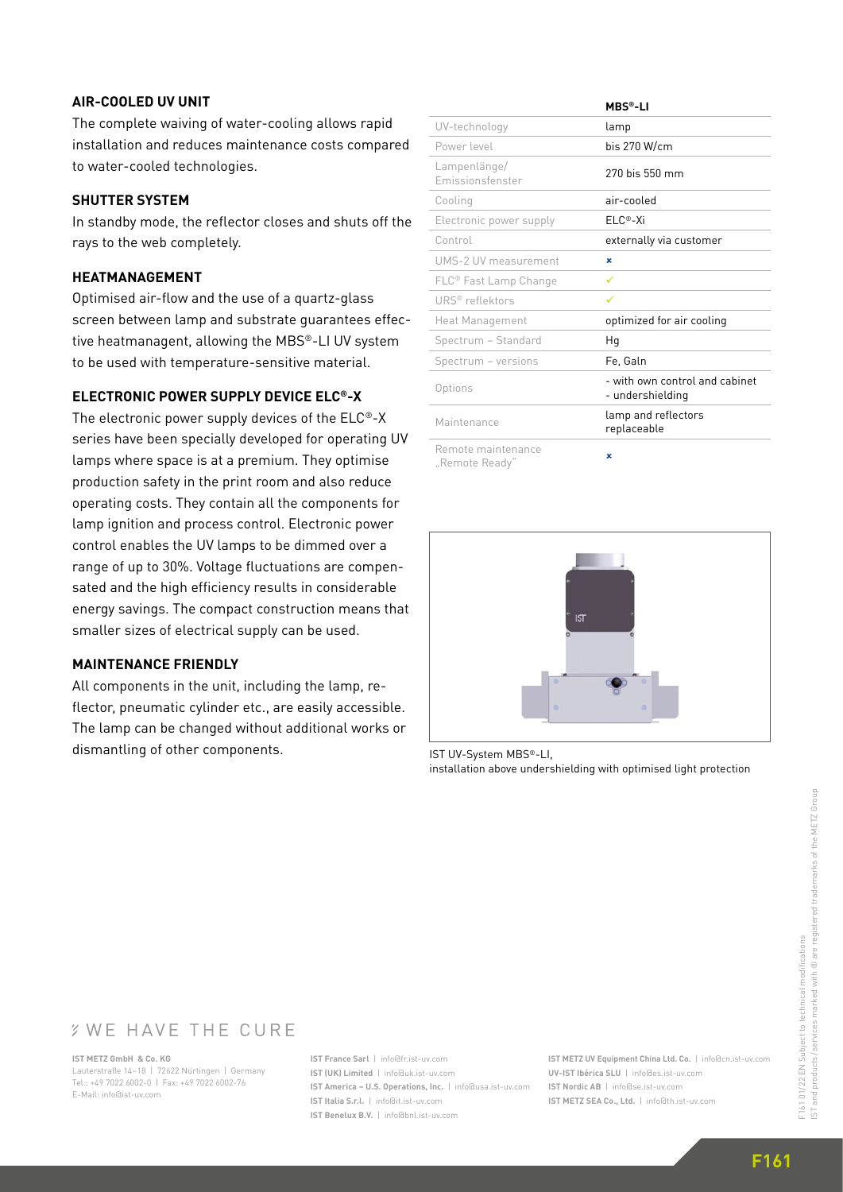### AIR-COOLED UV UNIT

The complete waiving of water-cooling allows rapid installation and reduces maintenance costs compared to water-cooled technologies.

### SHUTTER SYSTEM

In standby mode, the reflector closes and shuts off the rays to the web completely.

### HEATMANAGEMENT

Optimised air-flow and the use of a quartz-glass screen between lamp and substrate guarantees effective heatmanagent, allowing the MBS®-LI UV system to be used with temperature-sensitive material.

### ELECTRONIC POWER SUPPLY DEVICE ELC®-X

The electronic power supply devices of the ELC®-X series have been specially developed for operating UV lamps where space is at a premium. They optimise production safety in the print room and also reduce operating costs. They contain all the components for lamp ignition and process control. Electronic power control enables the UV lamps to be dimmed over a range of up to 30%. Voltage fluctuations are compensated and the high efficiency results in considerable energy savings. The compact construction means that smaller sizes of electrical supply can be used.

### MAINTENANCE FRIENDLY

All components in the unit, including the lamp, reflector, pneumatic cylinder etc., are easily accessible. The lamp can be changed without additional works or dismantling of other components.

| | **MBS®-LI** |
|---|---|
| UV-technology | lamp |
| Power level | bis 270 W/cm |
| Lampenlänge/ Emissionsfenster | 270 bis 550 mm |
| Cooling | air-cooled |
| Electronic power supply | ELC®-Xi |
| Control | externally via customer |
| UMS-2 UV measurement | ✗ |
| FLC® Fast Lamp Change | ✓ |
| URS® reflektors | ✓ |
| Heat Management | optimized for air cooling |
| Spectrum – Standard | Hg |
| Spectrum – versions | Fe, GaIn |
| Options | - with own control and cabinet<br>- undershielding |
| Maintenance | lamp and reflectors replaceable |
| Remote maintenance „Remote Ready" | ✗ |

IST UV-System MBS®-LI,
installation above undershielding with optimised light protection

WE HAVE THE CURE

**IST METZ GmbH & Co. KG**
Lauterstraße 14–18 | 72622 Nürtingen | Germany
Tel.: +49 7022 6002-0 | Fax: +49 7022 6002-76
E-Mail: info@ist-uv.com

**IST France Sarl** | info@fr.ist-uv.com
**IST (UK) Limited** | info@uk.ist-uv.com
**IST America – U.S. Operations, Inc.** | info@usa.ist-uv.com
**IST Italia S.r.l.** | info@it.ist-uv.com
**IST Benelux B.V.** | info@bnl.ist-uv.com

**IST METZ UV Equipment China Ltd. Co.** | info@cn.ist-uv.com
**UV-IST Ibérica SLU** | info@es.ist-uv.com
**IST Nordic AB** | info@se.ist-uv.com
**IST METZ SEA Co., Ltd.** | info@th.ist-uv.com

F161 01/22 EN Subject to technical modifications
IST and products/services marked with ® are registered trademarks of the METZ Group

F161